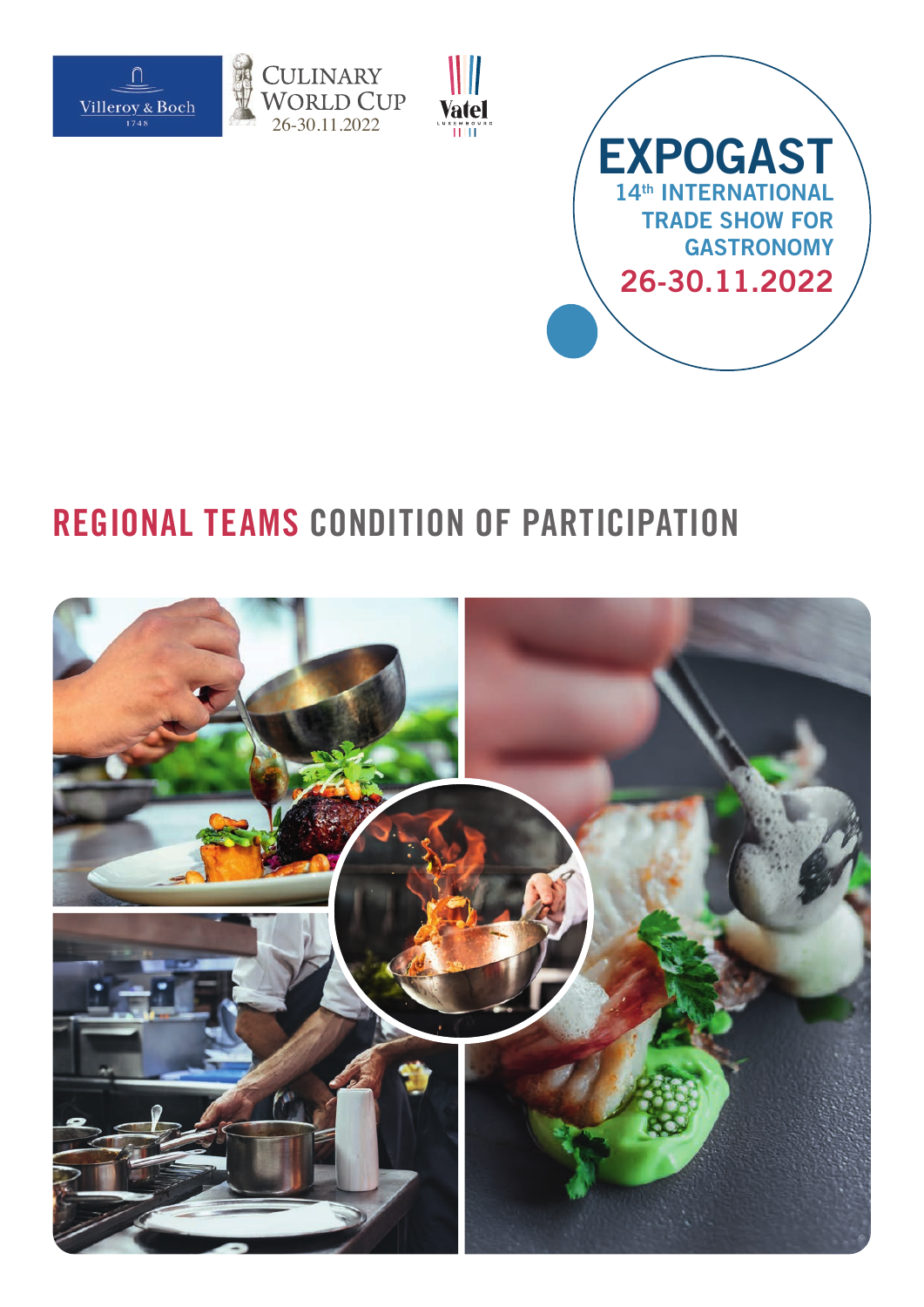Villeroy & Boch 1748

CULINARY WORLD CUP 26-30.11.2022

Vatel LUXEMBOURG

# EXPOGAST

14th INTERNATIONAL TRADE SHOW FOR GASTRONOMY

26-30.11.2022

# REGIONAL TEAMS CONDITION OF PARTICIPATION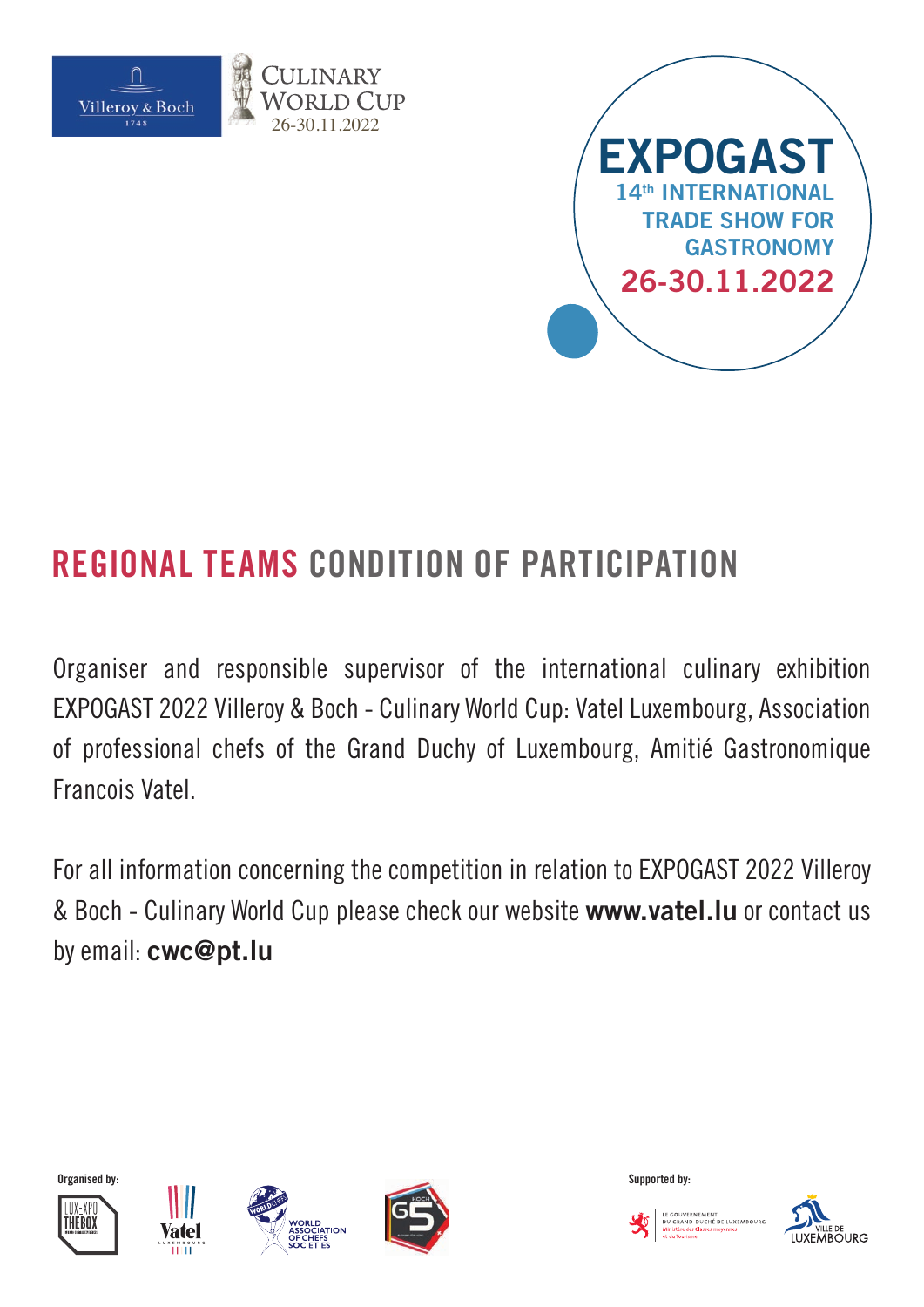Villeroy & Boch 1748

CULINARY WORLD CUP 26-30.11.2022

**EXPOGAST**
**14th INTERNATIONAL TRADE SHOW FOR GASTRONOMY**
**26-30.11.2022**

# REGIONAL TEAMS CONDITION OF PARTICIPATION

Organiser and responsible supervisor of the international culinary exhibition EXPOGAST 2022 Villeroy & Boch - Culinary World Cup: Vatel Luxembourg, Association of professional chefs of the Grand Duchy of Luxembourg, Amitié Gastronomique Francois Vatel.

For all information concerning the competition in relation to EXPOGAST 2022 Villeroy & Boch - Culinary World Cup please check our website **www.vatel.lu** or contact us by email: **cwc@pt.lu**

Organised by: LUXEXPO THE BOX, Vatel Luxembourg, World Association of Chefs Societies, G5

Supported by: Le Gouvernement du Grand-Duché de Luxembourg, Ministère des Classes moyennes et du Tourisme; Ville de Luxembourg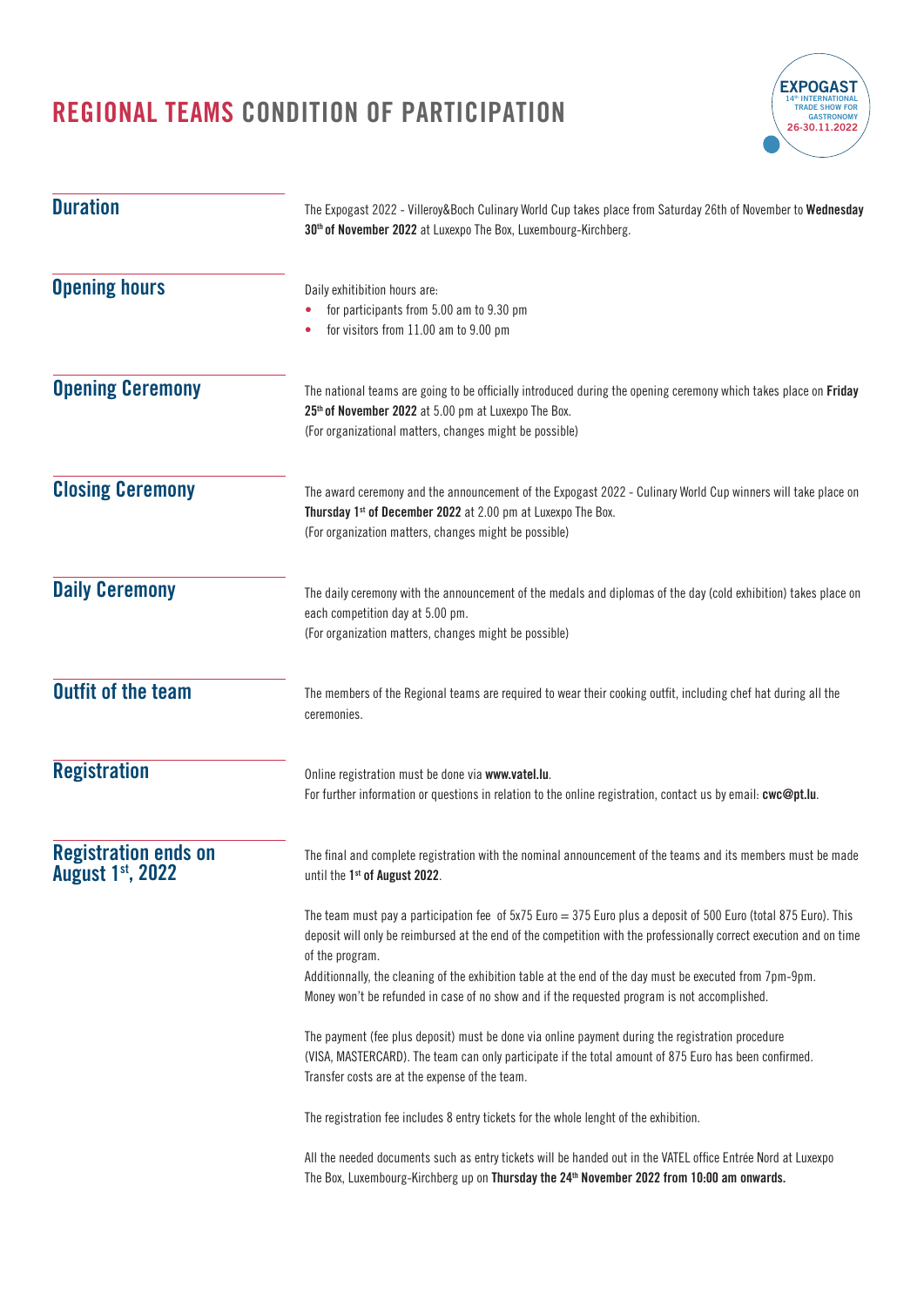# REGIONAL TEAMS CONDITION OF PARTICIPATION

## Duration

The Expogast 2022 - Villeroy&Boch Culinary World Cup takes place from Saturday 26th of November to **Wednesday 30th of November 2022** at Luxexpo The Box, Luxembourg-Kirchberg.

## Opening hours

Daily exhithibition hours are:

- for participants from 5.00 am to 9.30 pm
- for visitors from 11.00 am to 9.00 pm

## Opening Ceremony

The national teams are going to be officially introduced during the opening ceremony which takes place on **Friday 25th of November 2022** at 5.00 pm at Luxexpo The Box.
(For organizational matters, changes might be possible)

## Closing Ceremony

The award ceremony and the announcement of the Expogast 2022 - Culinary World Cup winners will take place on **Thursday 1st of December 2022** at 2.00 pm at Luxexpo The Box.
(For organization matters, changes might be possible)

## Daily Ceremony

The daily ceremony with the announcement of the medals and diplomas of the day (cold exhibition) takes place on each competition day at 5.00 pm.
(For organization matters, changes might be possible)

## Outfit of the team

The members of the Regional teams are required to wear their cooking outfit, including chef hat during all the ceremonies.

## Registration

Online registration must be done via **www.vatel.lu**.
For further information or questions in relation to the online registration, contact us by email: **cwc@pt.lu**.

## Registration ends on August 1st, 2022

The final and complete registration with the nominal announcement of the teams and its members must be made until the **1st of August 2022**.

The team must pay a participation fee of 5x75 Euro = 375 Euro plus a deposit of 500 Euro (total 875 Euro). This deposit will only be reimbursed at the end of the competition with the professionally correct execution and on time of the program.
Additionnally, the cleaning of the exhibition table at the end of the day must be executed from 7pm-9pm.
Money won't be refunded in case of no show and if the requested program is not accomplished.

The payment (fee plus deposit) must be done via online payment during the registration procedure (VISA, MASTERCARD). The team can only participate if the total amount of 875 Euro has been confirmed.
Transfer costs are at the expense of the team.

The registration fee includes 8 entry tickets for the whole lenght of the exhibition.

All the needed documents such as entry tickets will be handed out in the VATEL office Entrée Nord at Luxexpo The Box, Luxembourg-Kirchberg up on **Thursday the 24th November 2022 from 10:00 am onwards.**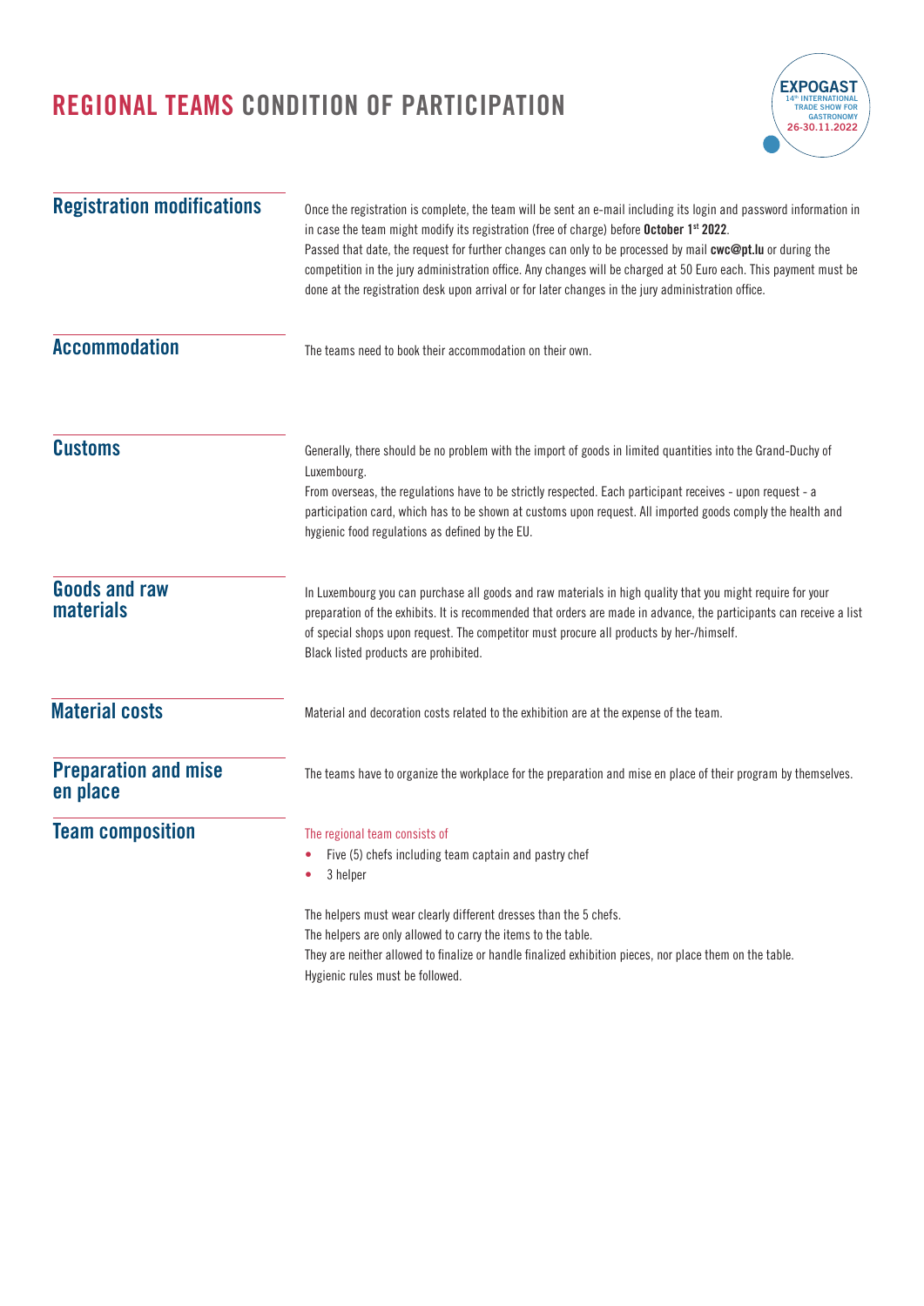# REGIONAL TEAMS CONDITION OF PARTICIPATION

EXPOGAST
14th INTERNATIONAL TRADE SHOW FOR GASTRONOMY
26-30.11.2022

## Registration modifications

Once the registration is complete, the team will be sent an e-mail including its login and password information in in case the team might modify its registration (free of charge) before **October 1st 2022**.
Passed that date, the request for further changes can only to be processed by mail **cwc@pt.lu** or during the competition in the jury administration office. Any changes will be charged at 50 Euro each. This payment must be done at the registration desk upon arrival or for later changes in the jury administration office.

## Accommodation

The teams need to book their accommodation on their own.

## Customs

Generally, there should be no problem with the import of goods in limited quantities into the Grand-Duchy of Luxembourg.
From overseas, the regulations have to be strictly respected. Each participant receives - upon request - a participation card, which has to be shown at customs upon request. All imported goods comply the health and hygienic food regulations as defined by the EU.

## Goods and raw materials

In Luxembourg you can purchase all goods and raw materials in high quality that you might require for your preparation of the exhibits. It is recommended that orders are made in advance, the participants can receive a list of special shops upon request. The competitor must procure all products by her-/himself.
Black listed products are prohibited.

## Material costs

Material and decoration costs related to the exhibition are at the expense of the team.

## Preparation and mise en place

The teams have to organize the workplace for the preparation and mise en place of their program by themselves.

## Team composition

The regional team consists of

- Five (5) chefs including team captain and pastry chef
- 3 helper

The helpers must wear clearly different dresses than the 5 chefs.
The helpers are only allowed to carry the items to the table.
They are neither allowed to finalize or handle finalized exhibition pieces, nor place them on the table.
Hygienic rules must be followed.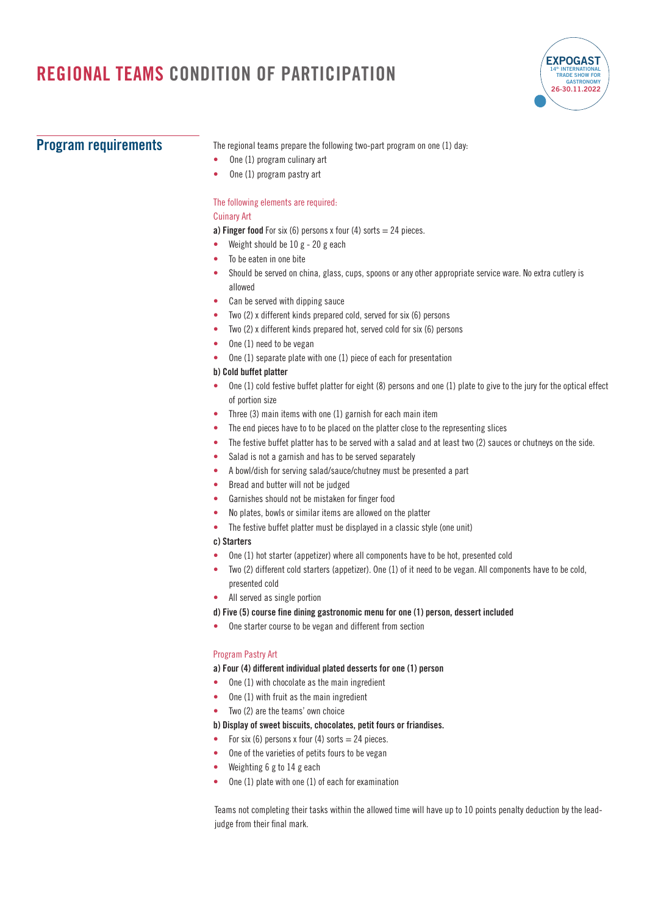# REGIONAL TEAMS CONDITION OF PARTICIPATION

## Program requirements

The regional teams prepare the following two-part program on one (1) day:

- One (1) program culinary art
- One (1) program pastry art

The following elements are required:

Cuinary Art

**a) Finger food** For six (6) persons x four (4) sorts = 24 pieces.

- Weight should be 10 g - 20 g each
- To be eaten in one bite
- Should be served on china, glass, cups, spoons or any other appropriate service ware. No extra cutlery is allowed
- Can be served with dipping sauce
- Two (2) x different kinds prepared cold, served for six (6) persons
- Two (2) x different kinds prepared hot, served cold for six (6) persons
- One (1) need to be vegan
- One (1) separate plate with one (1) piece of each for presentation

**b) Cold buffet platter**

- One (1) cold festive buffet platter for eight (8) persons and one (1) plate to give to the jury for the optical effect of portion size
- Three (3) main items with one (1) garnish for each main item
- The end pieces have to to be placed on the platter close to the representing slices
- The festive buffet platter has to be served with a salad and at least two (2) sauces or chutneys on the side.
- Salad is not a garnish and has to be served separately
- A bowl/dish for serving salad/sauce/chutney must be presented a part
- Bread and butter will not be judged
- Garnishes should not be mistaken for finger food
- No plates, bowls or similar items are allowed on the platter
- The festive buffet platter must be displayed in a classic style (one unit)

**c) Starters**

- One (1) hot starter (appetizer) where all components have to be hot, presented cold
- Two (2) different cold starters (appetizer). One (1) of it need to be vegan. All components have to be cold, presented cold
- All served as single portion

**d) Five (5) course fine dining gastronomic menu for one (1) person, dessert included**

- One starter course to be vegan and different from section

Program Pastry Art

**a) Four (4) different individual plated desserts for one (1) person**

- One (1) with chocolate as the main ingredient
- One (1) with fruit as the main ingredient
- Two (2) are the teams' own choice

**b) Display of sweet biscuits, chocolates, petit fours or friandises.**

- For six (6) persons x four (4) sorts = 24 pieces.
- One of the varieties of petits fours to be vegan
- Weighting 6 g to 14 g each
- One (1) plate with one (1) of each for examination

Teams not completing their tasks within the allowed time will have up to 10 points penalty deduction by the lead-judge from their final mark.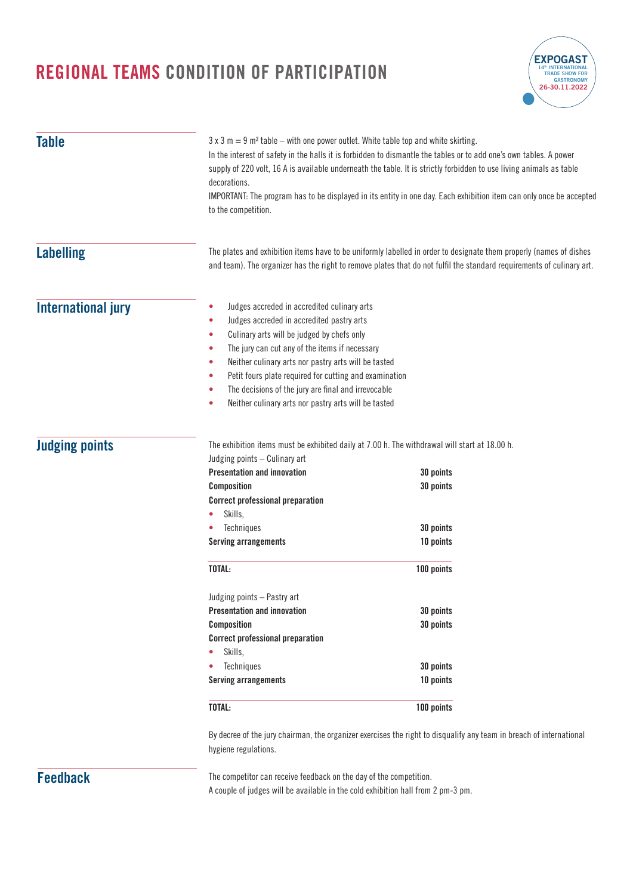# REGIONAL TEAMS CONDITION OF PARTICIPATION

## Table

3 x 3 m = 9 m² table – with one power outlet. White table top and white skirting.
In the interest of safety in the halls it is forbidden to dismantle the tables or to add one's own tables. A power supply of 220 volt, 16 A is available underneath the table. It is strictly forbidden to use living animals as table decorations.
IMPORTANT: The program has to be displayed in its entity in one day. Each exhibition item can only once be accepted to the competition.

## Labelling

The plates and exhibition items have to be uniformly labelled in order to designate them properly (names of dishes and team). The organizer has the right to remove plates that do not fulfil the standard requirements of culinary art.

## International jury

- Judges accreded in accredited culinary arts
- Judges accreded in accredited pastry arts
- Culinary arts will be judged by chefs only
- The jury can cut any of the items if necessary
- Neither culinary arts nor pastry arts will be tasted
- Petit fours plate required for cutting and examination
- The decisions of the jury are final and irrevocable
- Neither culinary arts nor pastry arts will be tasted

## Judging points

The exhibition items must be exhibited daily at 7.00 h. The withdrawal will start at 18.00 h.

Judging points – Culinary art

| | |
|---|---|
| **Presentation and innovation** | **30 points** |
| **Composition** | **30 points** |
| **Correct professional preparation** | |
| • Skills, | |
| • Techniques | **30 points** |
| **Serving arrangements** | **10 points** |
| **TOTAL:** | **100 points** |

Judging points – Pastry art

| | |
|---|---|
| **Presentation and innovation** | **30 points** |
| **Composition** | **30 points** |
| **Correct professional preparation** | |
| • Skills, | |
| • Techniques | **30 points** |
| **Serving arrangements** | **10 points** |
| **TOTAL:** | **100 points** |

By decree of the jury chairman, the organizer exercises the right to disqualify any team in breach of international hygiene regulations.

## Feedback

The competitor can receive feedback on the day of the competition.
A couple of judges will be available in the cold exhibition hall from 2 pm-3 pm.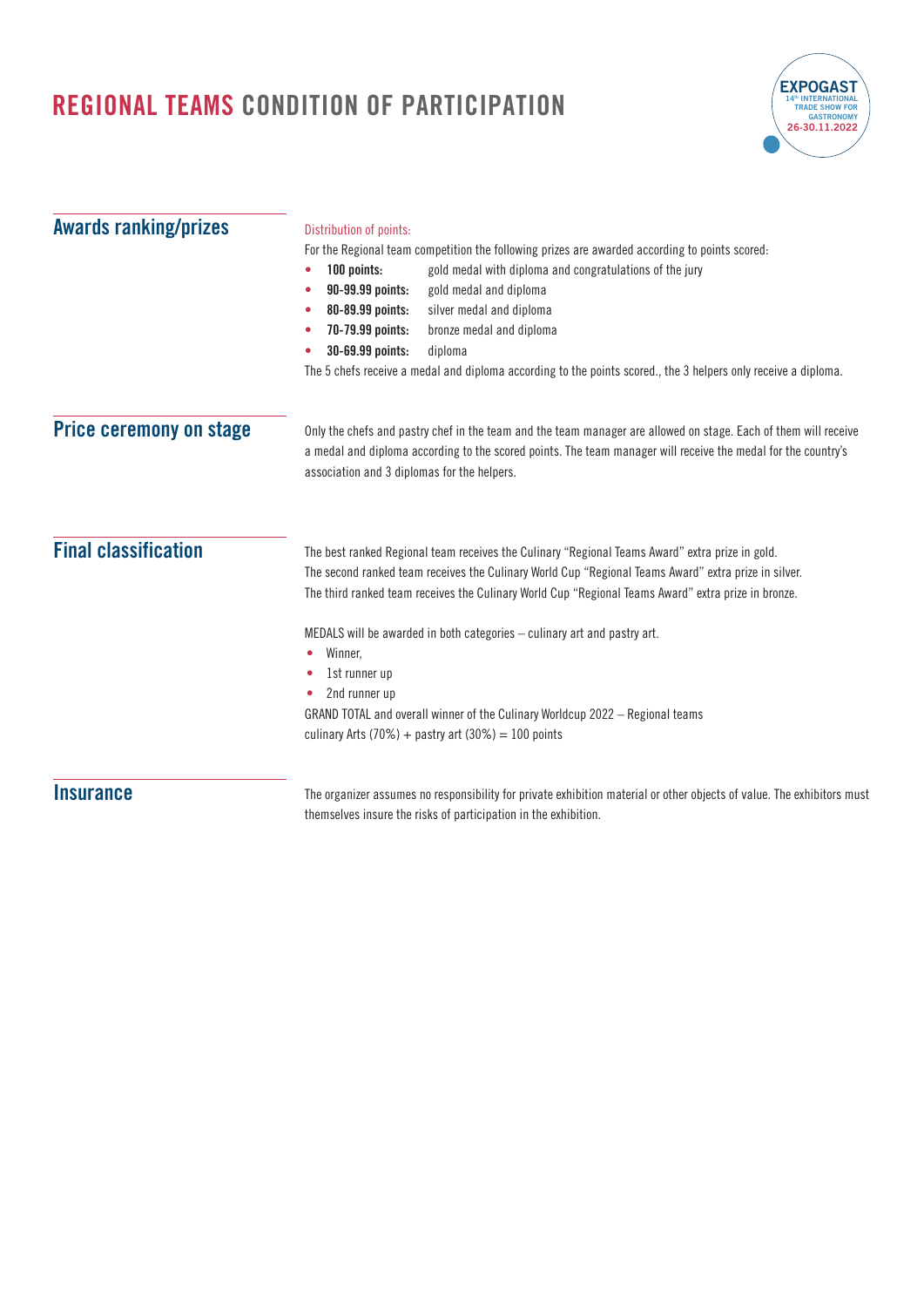# REGIONAL TEAMS CONDITION OF PARTICIPATION

EXPOGAST
14th INTERNATIONAL TRADE SHOW FOR GASTRONOMY
26-30.11.2022

## Awards ranking/prizes

Distribution of points:

For the Regional team competition the following prizes are awarded according to points scored:

- **100 points:** gold medal with diploma and congratulations of the jury
- **90-99.99 points:** gold medal and diploma
- **80-89.99 points:** silver medal and diploma
- **70-79.99 points:** bronze medal and diploma
- **30-69.99 points:** diploma

The 5 chefs receive a medal and diploma according to the points scored., the 3 helpers only receive a diploma.

## Price ceremony on stage

Only the chefs and pastry chef in the team and the team manager are allowed on stage. Each of them will receive a medal and diploma according to the scored points. The team manager will receive the medal for the country's association and 3 diplomas for the helpers.

## Final classification

The best ranked Regional team receives the Culinary "Regional Teams Award" extra prize in gold.
The second ranked team receives the Culinary World Cup "Regional Teams Award" extra prize in silver.
The third ranked team receives the Culinary World Cup "Regional Teams Award" extra prize in bronze.

MEDALS will be awarded in both categories – culinary art and pastry art.

- Winner,
- 1st runner up
- 2nd runner up

GRAND TOTAL and overall winner of the Culinary Worldcup 2022 – Regional teams
culinary Arts (70%) + pastry art (30%) = 100 points

## Insurance

The organizer assumes no responsibility for private exhibition material or other objects of value. The exhibitors must themselves insure the risks of participation in the exhibition.